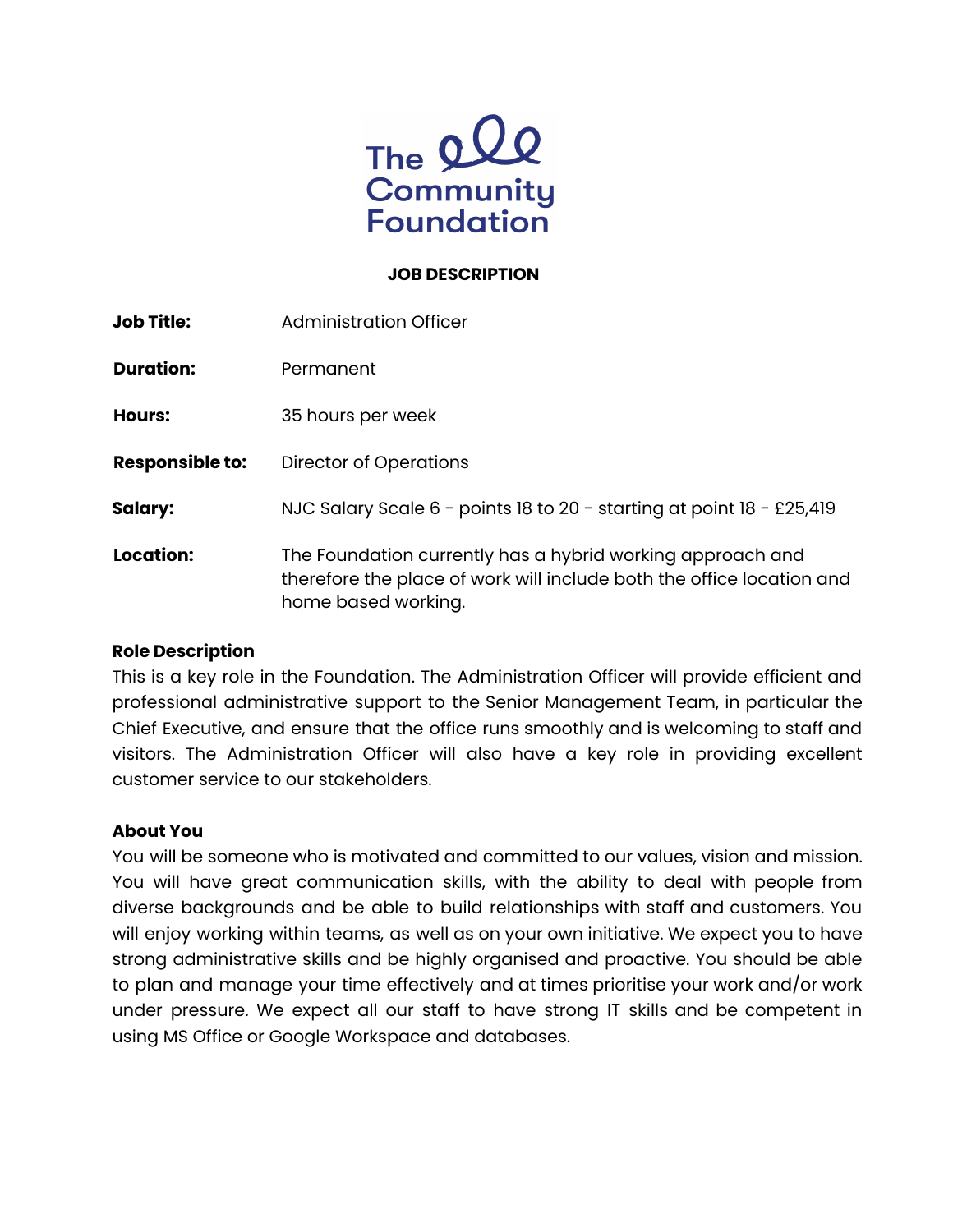The Community Foundation

**JOB DESCRIPTION**

| | |
|---|---|
| **Job Title:** | Administration Officer |
| **Duration:** | Permanent |
| **Hours:** | 35 hours per week |
| **Responsible to:** | Director of Operations |
| **Salary:** | NJC Salary Scale 6 - points 18 to 20 - starting at point 18 - £25,419 |
| **Location:** | The Foundation currently has a hybrid working approach and therefore the place of work will include both the office location and home based working. |

**Role Description**

This is a key role in the Foundation. The Administration Officer will provide efficient and professional administrative support to the Senior Management Team, in particular the Chief Executive, and ensure that the office runs smoothly and is welcoming to staff and visitors. The Administration Officer will also have a key role in providing excellent customer service to our stakeholders.

**About You**

You will be someone who is motivated and committed to our values, vision and mission. You will have great communication skills, with the ability to deal with people from diverse backgrounds and be able to build relationships with staff and customers. You will enjoy working within teams, as well as on your own initiative. We expect you to have strong administrative skills and be highly organised and proactive. You should be able to plan and manage your time effectively and at times prioritise your work and/or work under pressure. We expect all our staff to have strong IT skills and be competent in using MS Office or Google Workspace and databases.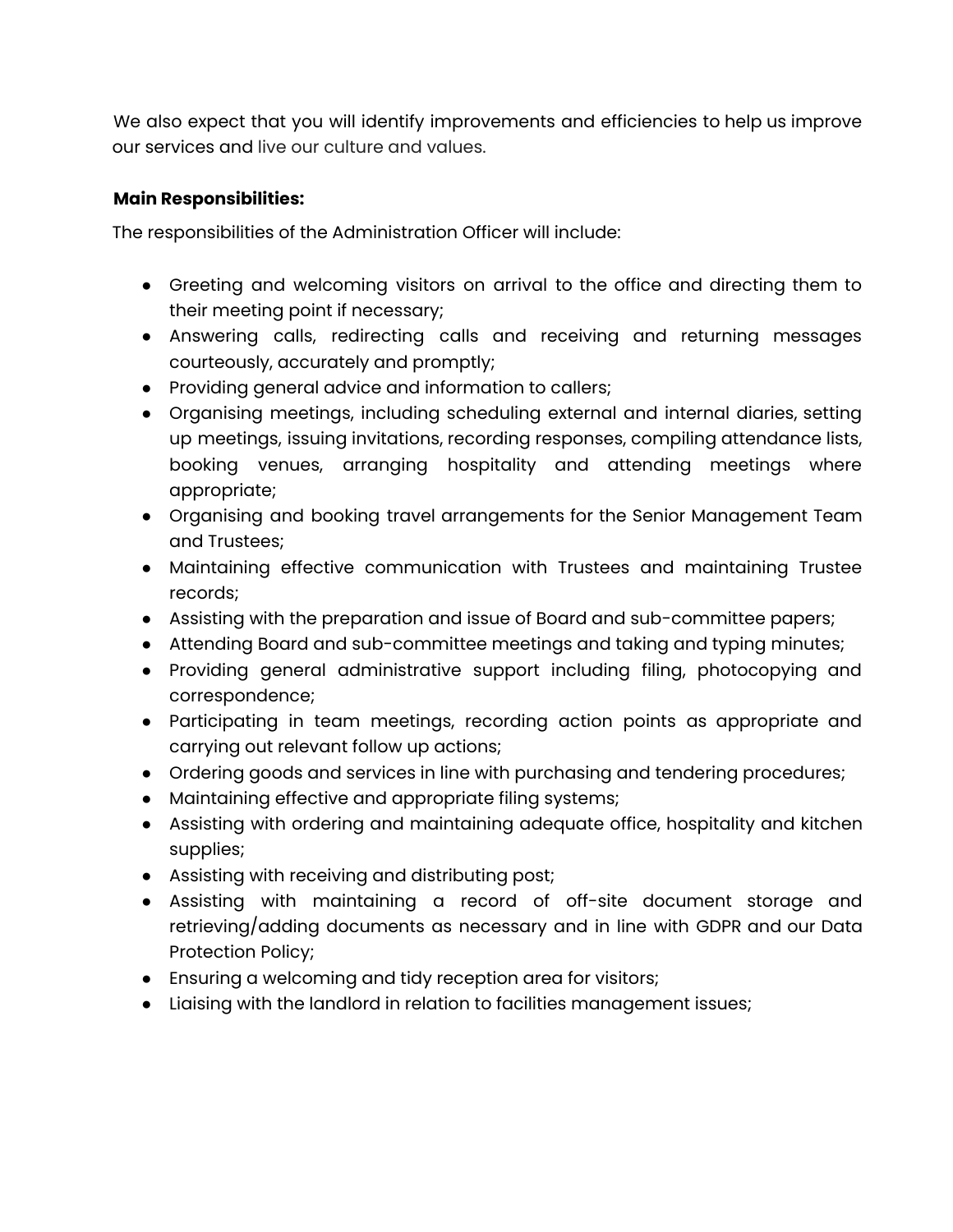We also expect that you will identify improvements and efficiencies to help us improve our services and live our culture and values.

**Main Responsibilities:**

The responsibilities of the Administration Officer will include:

- Greeting and welcoming visitors on arrival to the office and directing them to their meeting point if necessary;
- Answering calls, redirecting calls and receiving and returning messages courteously, accurately and promptly;
- Providing general advice and information to callers;
- Organising meetings, including scheduling external and internal diaries, setting up meetings, issuing invitations, recording responses, compiling attendance lists, booking venues, arranging hospitality and attending meetings where appropriate;
- Organising and booking travel arrangements for the Senior Management Team and Trustees;
- Maintaining effective communication with Trustees and maintaining Trustee records;
- Assisting with the preparation and issue of Board and sub-committee papers;
- Attending Board and sub-committee meetings and taking and typing minutes;
- Providing general administrative support including filing, photocopying and correspondence;
- Participating in team meetings, recording action points as appropriate and carrying out relevant follow up actions;
- Ordering goods and services in line with purchasing and tendering procedures;
- Maintaining effective and appropriate filing systems;
- Assisting with ordering and maintaining adequate office, hospitality and kitchen supplies;
- Assisting with receiving and distributing post;
- Assisting with maintaining a record of off-site document storage and retrieving/adding documents as necessary and in line with GDPR and our Data Protection Policy;
- Ensuring a welcoming and tidy reception area for visitors;
- Liaising with the landlord in relation to facilities management issues;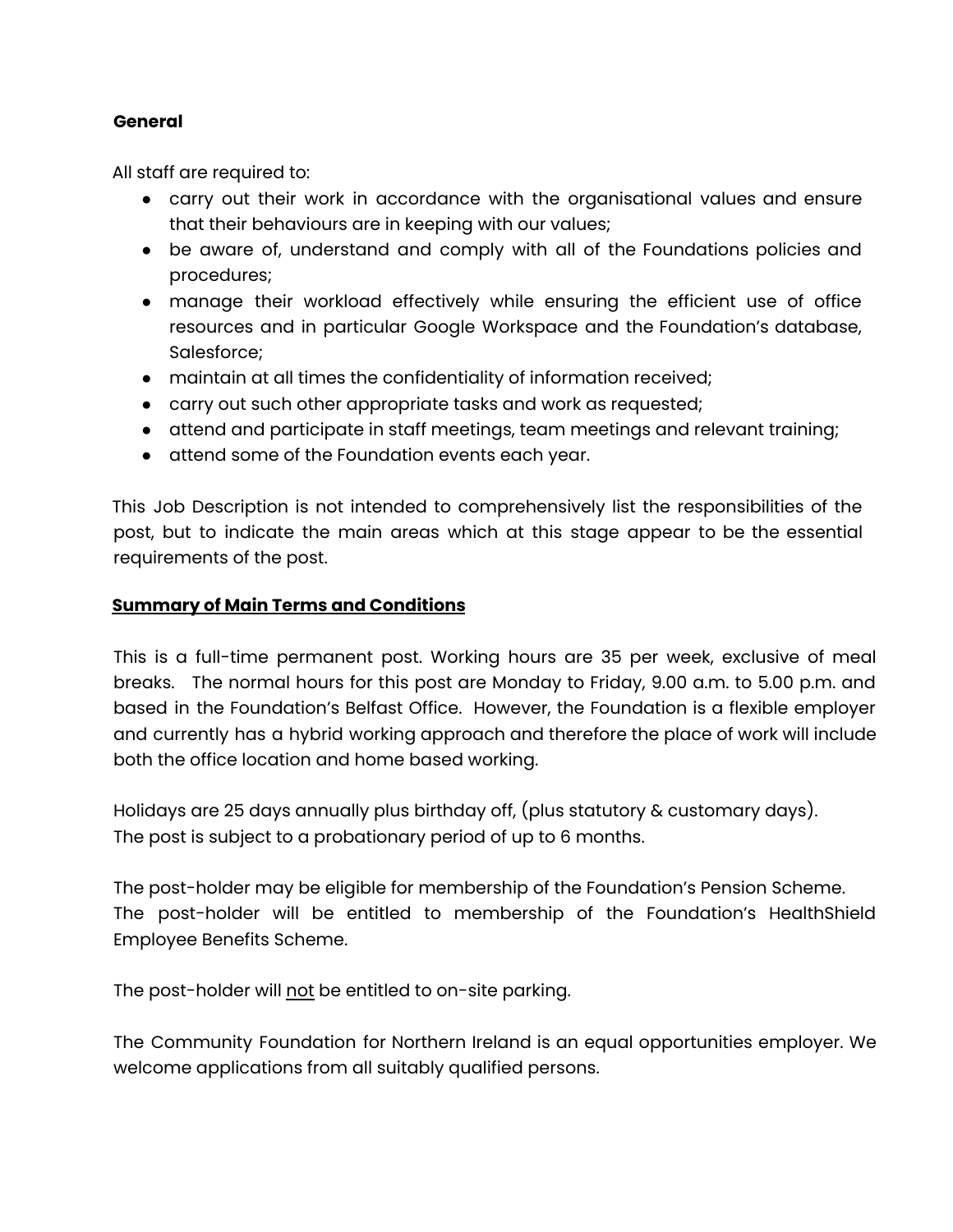**General**

All staff are required to:

- carry out their work in accordance with the organisational values and ensure that their behaviours are in keeping with our values;
- be aware of, understand and comply with all of the Foundations policies and procedures;
- manage their workload effectively while ensuring the efficient use of office resources and in particular Google Workspace and the Foundation's database, Salesforce;
- maintain at all times the confidentiality of information received;
- carry out such other appropriate tasks and work as requested;
- attend and participate in staff meetings, team meetings and relevant training;
- attend some of the Foundation events each year.

This Job Description is not intended to comprehensively list the responsibilities of the post, but to indicate the main areas which at this stage appear to be the essential requirements of the post.

## **Summary of Main Terms and Conditions**

This is a full-time permanent post. Working hours are 35 per week, exclusive of meal breaks. The normal hours for this post are Monday to Friday, 9.00 a.m. to 5.00 p.m. and based in the Foundation's Belfast Office. However, the Foundation is a flexible employer and currently has a hybrid working approach and therefore the place of work will include both the office location and home based working.

Holidays are 25 days annually plus birthday off, (plus statutory & customary days).
The post is subject to a probationary period of up to 6 months.

The post-holder may be eligible for membership of the Foundation's Pension Scheme.
The post-holder will be entitled to membership of the Foundation's HealthShield Employee Benefits Scheme.

The post-holder will not be entitled to on-site parking.

The Community Foundation for Northern Ireland is an equal opportunities employer. We welcome applications from all suitably qualified persons.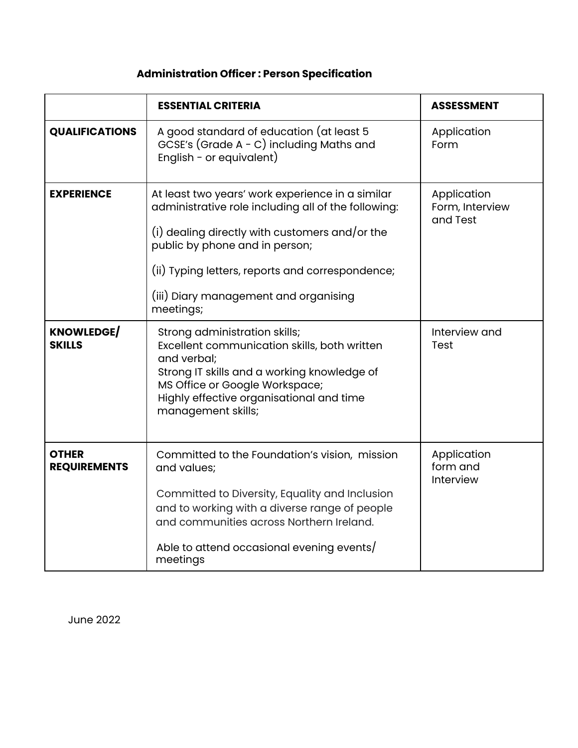**Administration Officer : Person Specification**

| | ESSENTIAL CRITERIA | ASSESSMENT |
|---|---|---|
| **QUALIFICATIONS** | A good standard of education (at least 5 GCSE's (Grade A - C) including Maths and English - or equivalent) | Application Form |
| **EXPERIENCE** | At least two years' work experience in a similar administrative role including all of the following:<br><br>(i) dealing directly with customers and/or the public by phone and in person;<br><br>(ii) Typing letters, reports and correspondence;<br><br>(iii) Diary management and organising meetings; | Application Form, Interview and Test |
| **KNOWLEDGE/ SKILLS** | Strong administration skills;<br>Excellent communication skills, both written and verbal;<br>Strong IT skills and a working knowledge of MS Office or Google Workspace;<br>Highly effective organisational and time management skills; | Interview and Test |
| **OTHER REQUIREMENTS** | Committed to the Foundation's vision, mission and values;<br><br>Committed to Diversity, Equality and Inclusion and to working with a diverse range of people and communities across Northern Ireland.<br><br>Able to attend occasional evening events/ meetings | Application form and Interview |

June 2022